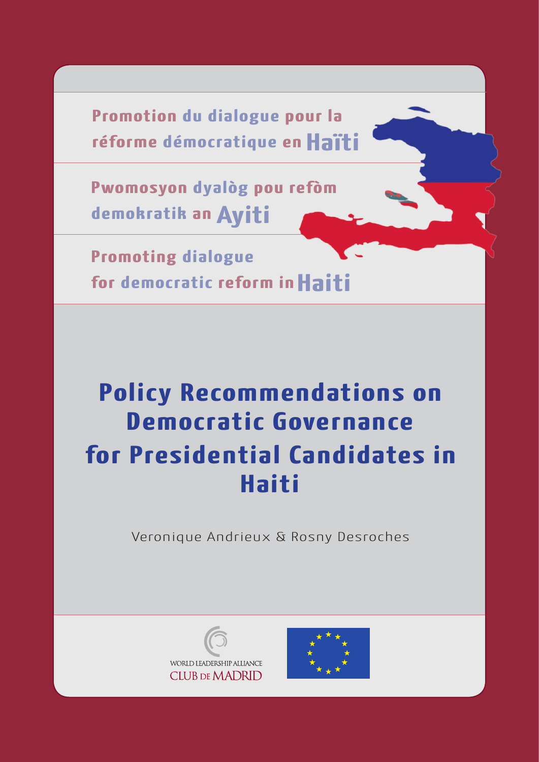Promotion du dialogue pour la réforme démocratique en **Haïti**

Pwomosyon dyalòg pou refòm demokratik an **Ayiti**

Promoting dialogue for democratic reform in **Haiti**

# Policy Recommendations on Democratic Governance for Presidential Candidates in Haiti

Veronique Andrieux & Rosny Desroches

WORLD LEADERSHIP ALLIANCE
CLUB DE MADRID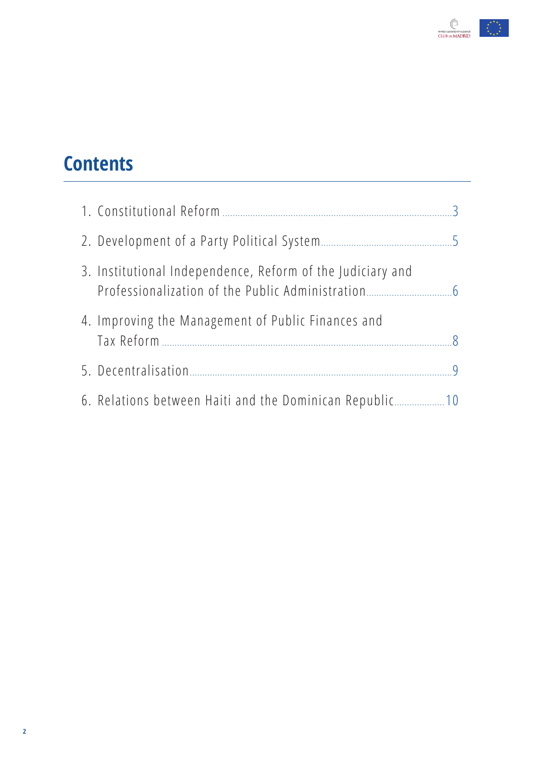# Contents

1. Constitutional Reform ........ 3
2. Development of a Party Political System ........ 5
3. Institutional Independence, Reform of the Judiciary and Professionalization of the Public Administration ........ 6
4. Improving the Management of Public Finances and Tax Reform ........ 8
5. Decentralisation ........ 9
6. Relations between Haiti and the Dominican Republic ........ 10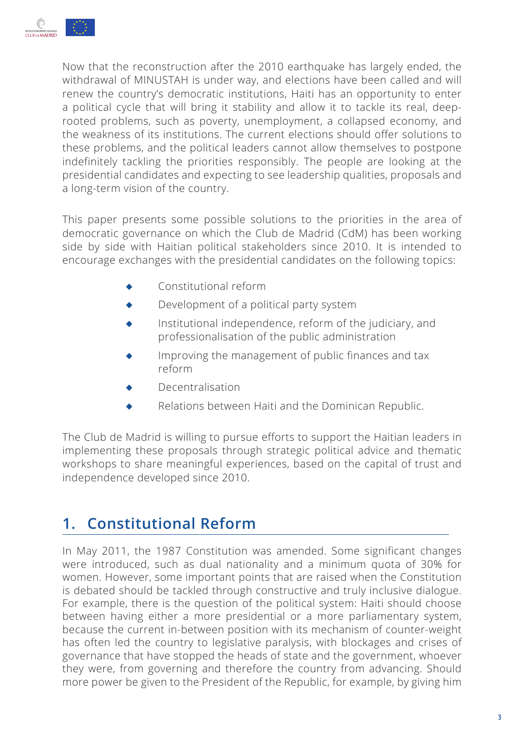Now that the reconstruction after the 2010 earthquake has largely ended, the withdrawal of MINUSTAH is under way, and elections have been called and will renew the country's democratic institutions, Haiti has an opportunity to enter a political cycle that will bring it stability and allow it to tackle its real, deep-rooted problems, such as poverty, unemployment, a collapsed economy, and the weakness of its institutions. The current elections should offer solutions to these problems, and the political leaders cannot allow themselves to postpone indefinitely tackling the priorities responsibly. The people are looking at the presidential candidates and expecting to see leadership qualities, proposals and a long-term vision of the country.

This paper presents some possible solutions to the priorities in the area of democratic governance on which the Club de Madrid (CdM) has been working side by side with Haitian political stakeholders since 2010. It is intended to encourage exchanges with the presidential candidates on the following topics:

- Constitutional reform
- Development of a political party system
- Institutional independence, reform of the judiciary, and professionalisation of the public administration
- Improving the management of public finances and tax reform
- Decentralisation
- Relations between Haiti and the Dominican Republic.

The Club de Madrid is willing to pursue efforts to support the Haitian leaders in implementing these proposals through strategic political advice and thematic workshops to share meaningful experiences, based on the capital of trust and independence developed since 2010.

## 1. Constitutional Reform

In May 2011, the 1987 Constitution was amended. Some significant changes were introduced, such as dual nationality and a minimum quota of 30% for women. However, some important points that are raised when the Constitution is debated should be tackled through constructive and truly inclusive dialogue. For example, there is the question of the political system: Haiti should choose between having either a more presidential or a more parliamentary system, because the current in-between position with its mechanism of counter-weight has often led the country to legislative paralysis, with blockages and crises of governance that have stopped the heads of state and the government, whoever they were, from governing and therefore the country from advancing. Should more power be given to the President of the Republic, for example, by giving him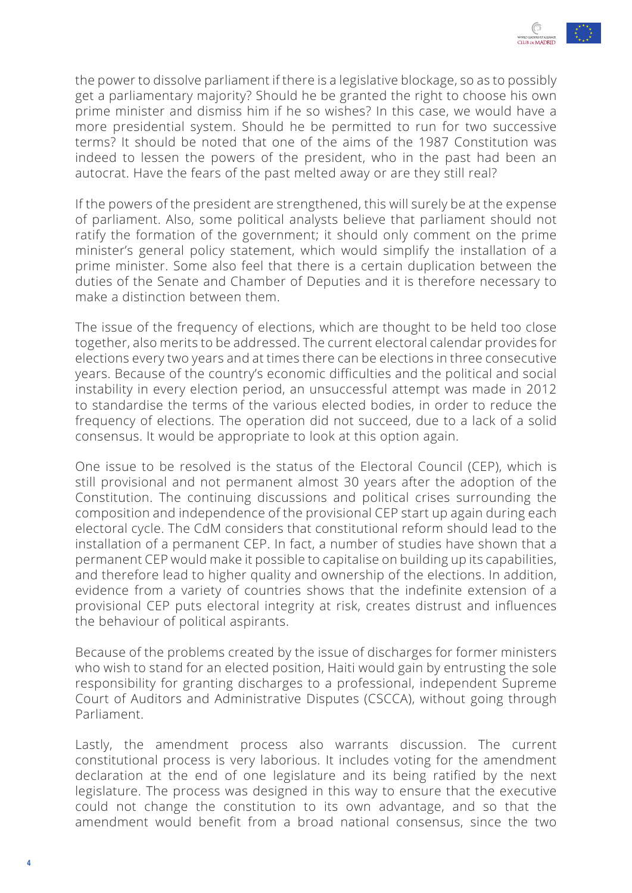the power to dissolve parliament if there is a legislative blockage, so as to possibly get a parliamentary majority? Should he be granted the right to choose his own prime minister and dismiss him if he so wishes? In this case, we would have a more presidential system. Should he be permitted to run for two successive terms? It should be noted that one of the aims of the 1987 Constitution was indeed to lessen the powers of the president, who in the past had been an autocrat. Have the fears of the past melted away or are they still real?

If the powers of the president are strengthened, this will surely be at the expense of parliament. Also, some political analysts believe that parliament should not ratify the formation of the government; it should only comment on the prime minister's general policy statement, which would simplify the installation of a prime minister. Some also feel that there is a certain duplication between the duties of the Senate and Chamber of Deputies and it is therefore necessary to make a distinction between them.

The issue of the frequency of elections, which are thought to be held too close together, also merits to be addressed. The current electoral calendar provides for elections every two years and at times there can be elections in three consecutive years. Because of the country's economic difficulties and the political and social instability in every election period, an unsuccessful attempt was made in 2012 to standardise the terms of the various elected bodies, in order to reduce the frequency of elections. The operation did not succeed, due to a lack of a solid consensus. It would be appropriate to look at this option again.

One issue to be resolved is the status of the Electoral Council (CEP), which is still provisional and not permanent almost 30 years after the adoption of the Constitution. The continuing discussions and political crises surrounding the composition and independence of the provisional CEP start up again during each electoral cycle. The CdM considers that constitutional reform should lead to the installation of a permanent CEP. In fact, a number of studies have shown that a permanent CEP would make it possible to capitalise on building up its capabilities, and therefore lead to higher quality and ownership of the elections. In addition, evidence from a variety of countries shows that the indefinite extension of a provisional CEP puts electoral integrity at risk, creates distrust and influences the behaviour of political aspirants.

Because of the problems created by the issue of discharges for former ministers who wish to stand for an elected position, Haiti would gain by entrusting the sole responsibility for granting discharges to a professional, independent Supreme Court of Auditors and Administrative Disputes (CSCCA), without going through Parliament.

Lastly, the amendment process also warrants discussion. The current constitutional process is very laborious. It includes voting for the amendment declaration at the end of one legislature and its being ratified by the next legislature. The process was designed in this way to ensure that the executive could not change the constitution to its own advantage, and so that the amendment would benefit from a broad national consensus, since the two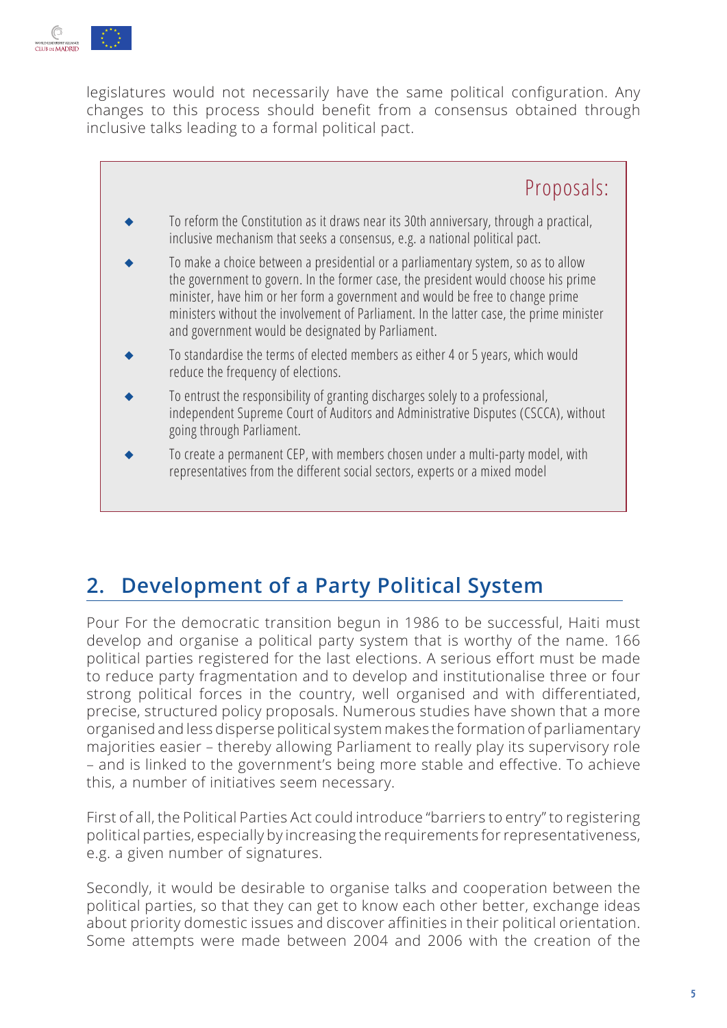legislatures would not necessarily have the same political configuration. Any changes to this process should benefit from a consensus obtained through inclusive talks leading to a formal political pact.

> **Proposals:**
>
> - To reform the Constitution as it draws near its 30th anniversary, through a practical, inclusive mechanism that seeks a consensus, e.g. a national political pact.
> - To make a choice between a presidential or a parliamentary system, so as to allow the government to govern. In the former case, the president would choose his prime minister, have him or her form a government and would be free to change prime ministers without the involvement of Parliament. In the latter case, the prime minister and government would be designated by Parliament.
> - To standardise the terms of elected members as either 4 or 5 years, which would reduce the frequency of elections.
> - To entrust the responsibility of granting discharges solely to a professional, independent Supreme Court of Auditors and Administrative Disputes (CSCCA), without going through Parliament.
> - To create a permanent CEP, with members chosen under a multi-party model, with representatives from the different social sectors, experts or a mixed model

## 2. Development of a Party Political System

Pour For the democratic transition begun in 1986 to be successful, Haiti must develop and organise a political party system that is worthy of the name. 166 political parties registered for the last elections. A serious effort must be made to reduce party fragmentation and to develop and institutionalise three or four strong political forces in the country, well organised and with differentiated, precise, structured policy proposals. Numerous studies have shown that a more organised and less disperse political system makes the formation of parliamentary majorities easier – thereby allowing Parliament to really play its supervisory role – and is linked to the government's being more stable and effective. To achieve this, a number of initiatives seem necessary.

First of all, the Political Parties Act could introduce "barriers to entry" to registering political parties, especially by increasing the requirements for representativeness, e.g. a given number of signatures.

Secondly, it would be desirable to organise talks and cooperation between the political parties, so that they can get to know each other better, exchange ideas about priority domestic issues and discover affinities in their political orientation. Some attempts were made between 2004 and 2006 with the creation of the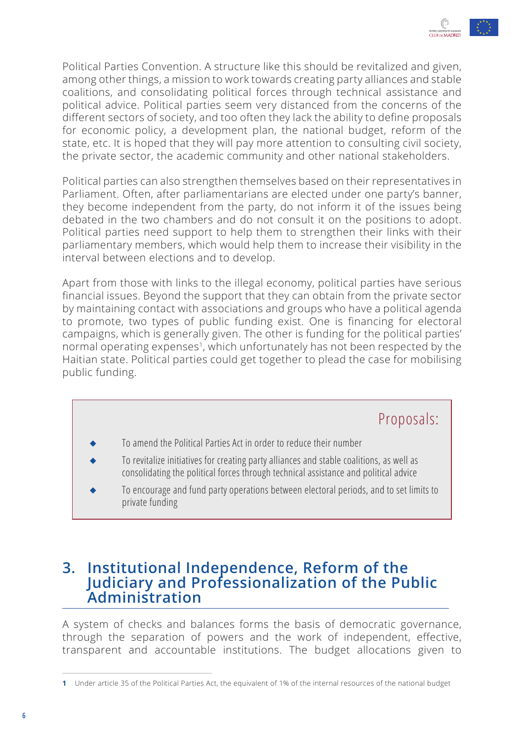Political Parties Convention. A structure like this should be revitalized and given, among other things, a mission to work towards creating party alliances and stable coalitions, and consolidating political forces through technical assistance and political advice. Political parties seem very distanced from the concerns of the different sectors of society, and too often they lack the ability to define proposals for economic policy, a development plan, the national budget, reform of the state, etc. It is hoped that they will pay more attention to consulting civil society, the private sector, the academic community and other national stakeholders.

Political parties can also strengthen themselves based on their representatives in Parliament. Often, after parliamentarians are elected under one party's banner, they become independent from the party, do not inform it of the issues being debated in the two chambers and do not consult it on the positions to adopt. Political parties need support to help them to strengthen their links with their parliamentary members, which would help them to increase their visibility in the interval between elections and to develop.

Apart from those with links to the illegal economy, political parties have serious financial issues. Beyond the support that they can obtain from the private sector by maintaining contact with associations and groups who have a political agenda to promote, two types of public funding exist. One is financing for electoral campaigns, which is generally given. The other is funding for the political parties' normal operating expenses[1], which unfortunately has not been respected by the Haitian state. Political parties could get together to plead the case for mobilising public funding.

> **Proposals:**
>
> - To amend the Political Parties Act in order to reduce their number
> - To revitalize initiatives for creating party alliances and stable coalitions, as well as consolidating the political forces through technical assistance and political advice
> - To encourage and fund party operations between electoral periods, and to set limits to private funding

## 3. Institutional Independence, Reform of the Judiciary and Professionalization of the Public Administration

A system of checks and balances forms the basis of democratic governance, through the separation of powers and the work of independent, effective, transparent and accountable institutions. The budget allocations given to

---

**1** Under article 35 of the Political Parties Act, the equivalent of 1% of the internal resources of the national budget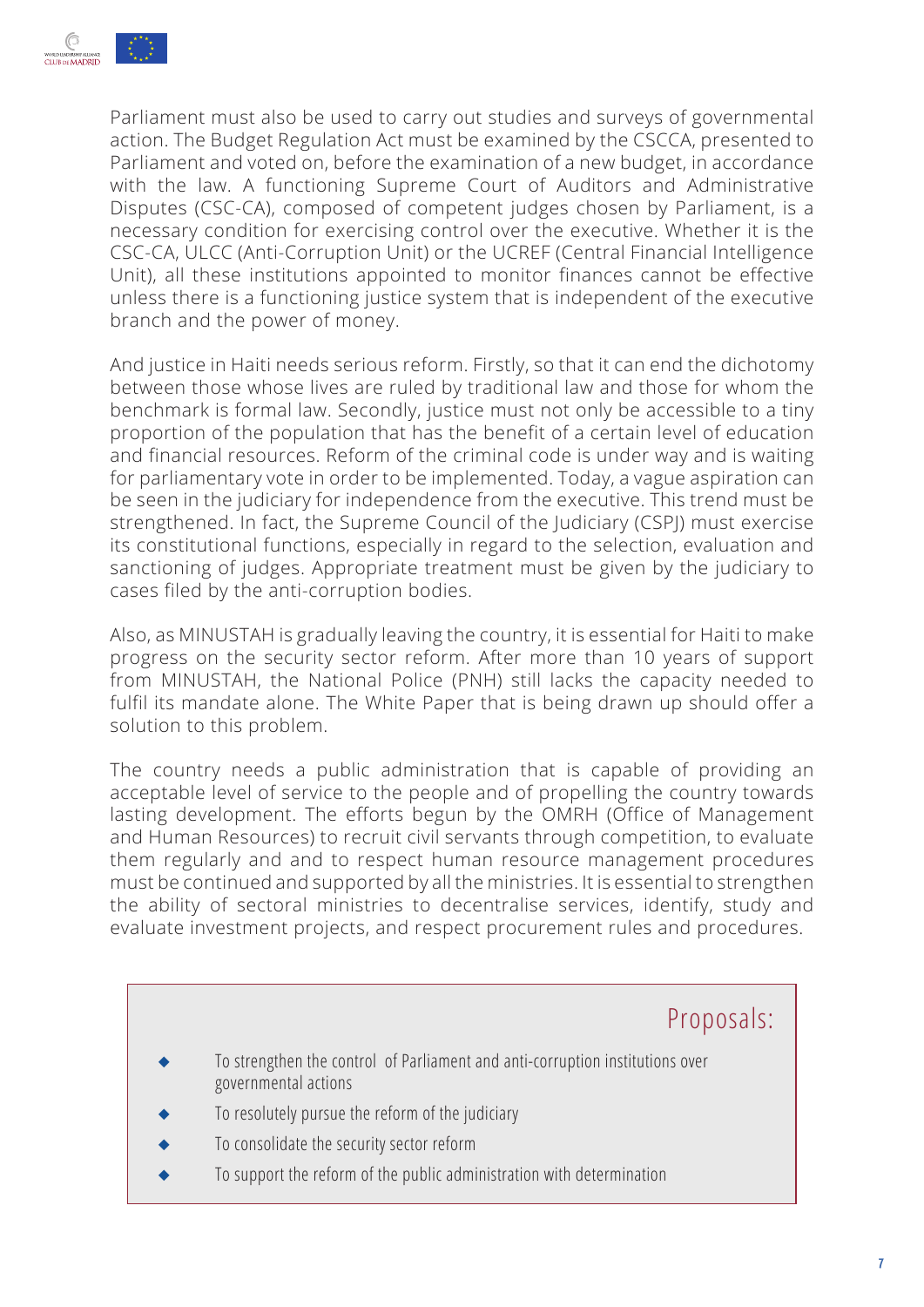Parliament must also be used to carry out studies and surveys of governmental action. The Budget Regulation Act must be examined by the CSCCA, presented to Parliament and voted on, before the examination of a new budget, in accordance with the law. A functioning Supreme Court of Auditors and Administrative Disputes (CSC-CA), composed of competent judges chosen by Parliament, is a necessary condition for exercising control over the executive. Whether it is the CSC-CA, ULCC (Anti-Corruption Unit) or the UCREF (Central Financial Intelligence Unit), all these institutions appointed to monitor finances cannot be effective unless there is a functioning justice system that is independent of the executive branch and the power of money.

And justice in Haiti needs serious reform. Firstly, so that it can end the dichotomy between those whose lives are ruled by traditional law and those for whom the benchmark is formal law. Secondly, justice must not only be accessible to a tiny proportion of the population that has the benefit of a certain level of education and financial resources. Reform of the criminal code is under way and is waiting for parliamentary vote in order to be implemented. Today, a vague aspiration can be seen in the judiciary for independence from the executive. This trend must be strengthened. In fact, the Supreme Council of the Judiciary (CSPJ) must exercise its constitutional functions, especially in regard to the selection, evaluation and sanctioning of judges. Appropriate treatment must be given by the judiciary to cases filed by the anti-corruption bodies.

Also, as MINUSTAH is gradually leaving the country, it is essential for Haiti to make progress on the security sector reform. After more than 10 years of support from MINUSTAH, the National Police (PNH) still lacks the capacity needed to fulfil its mandate alone. The White Paper that is being drawn up should offer a solution to this problem.

The country needs a public administration that is capable of providing an acceptable level of service to the people and of propelling the country towards lasting development. The efforts begun by the OMRH (Office of Management and Human Resources) to recruit civil servants through competition, to evaluate them regularly and and to respect human resource management procedures must be continued and supported by all the ministries. It is essential to strengthen the ability of sectoral ministries to decentralise services, identify, study and evaluate investment projects, and respect procurement rules and procedures.

## Proposals:

- To strengthen the control of Parliament and anti-corruption institutions over governmental actions
- To resolutely pursue the reform of the judiciary
- To consolidate the security sector reform
- To support the reform of the public administration with determination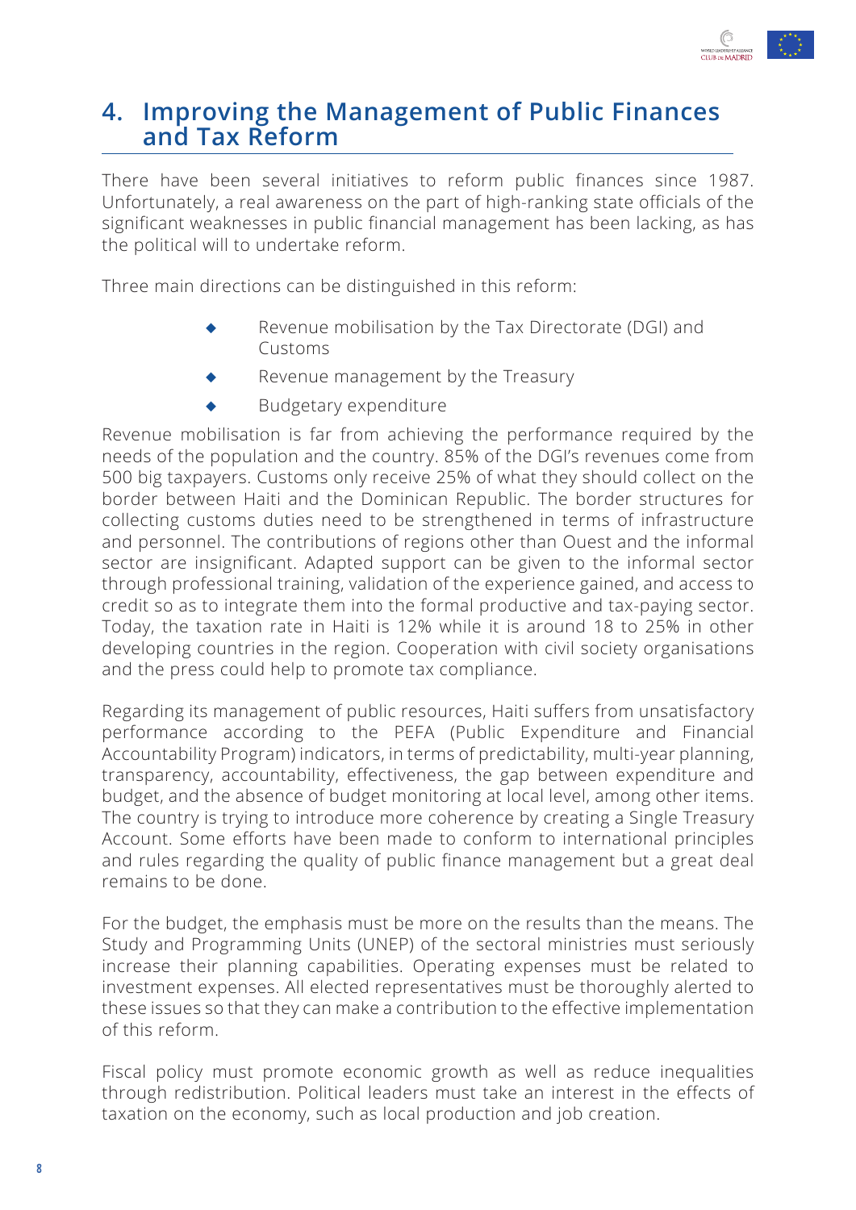## 4. Improving the Management of Public Finances and Tax Reform

There have been several initiatives to reform public finances since 1987. Unfortunately, a real awareness on the part of high-ranking state officials of the significant weaknesses in public financial management has been lacking, as has the political will to undertake reform.

Three main directions can be distinguished in this reform:

- Revenue mobilisation by the Tax Directorate (DGI) and Customs
- Revenue management by the Treasury
- Budgetary expenditure

Revenue mobilisation is far from achieving the performance required by the needs of the population and the country. 85% of the DGI's revenues come from 500 big taxpayers. Customs only receive 25% of what they should collect on the border between Haiti and the Dominican Republic. The border structures for collecting customs duties need to be strengthened in terms of infrastructure and personnel. The contributions of regions other than Ouest and the informal sector are insignificant. Adapted support can be given to the informal sector through professional training, validation of the experience gained, and access to credit so as to integrate them into the formal productive and tax-paying sector. Today, the taxation rate in Haiti is 12% while it is around 18 to 25% in other developing countries in the region. Cooperation with civil society organisations and the press could help to promote tax compliance.

Regarding its management of public resources, Haiti suffers from unsatisfactory performance according to the PEFA (Public Expenditure and Financial Accountability Program) indicators, in terms of predictability, multi-year planning, transparency, accountability, effectiveness, the gap between expenditure and budget, and the absence of budget monitoring at local level, among other items. The country is trying to introduce more coherence by creating a Single Treasury Account. Some efforts have been made to conform to international principles and rules regarding the quality of public finance management but a great deal remains to be done.

For the budget, the emphasis must be more on the results than the means. The Study and Programming Units (UNEP) of the sectoral ministries must seriously increase their planning capabilities. Operating expenses must be related to investment expenses. All elected representatives must be thoroughly alerted to these issues so that they can make a contribution to the effective implementation of this reform.

Fiscal policy must promote economic growth as well as reduce inequalities through redistribution. Political leaders must take an interest in the effects of taxation on the economy, such as local production and job creation.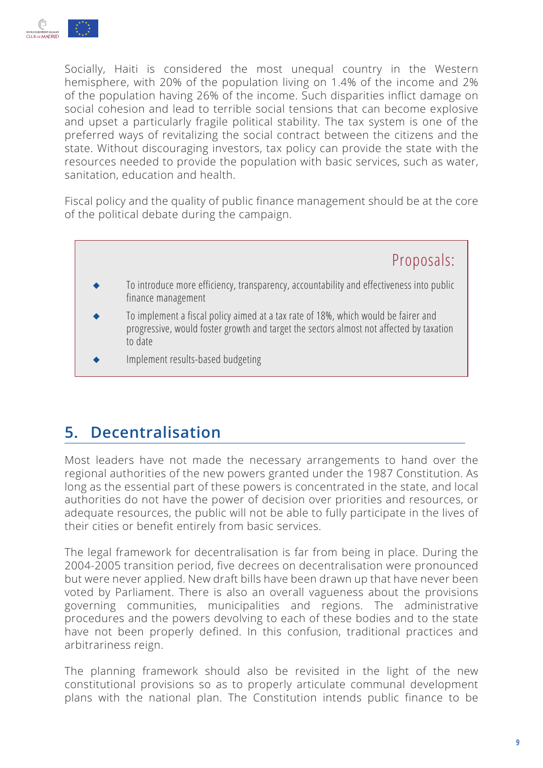Socially, Haiti is considered the most unequal country in the Western hemisphere, with 20% of the population living on 1.4% of the income and 2% of the population having 26% of the income. Such disparities inflict damage on social cohesion and lead to terrible social tensions that can become explosive and upset a particularly fragile political stability. The tax system is one of the preferred ways of revitalizing the social contract between the citizens and the state. Without discouraging investors, tax policy can provide the state with the resources needed to provide the population with basic services, such as water, sanitation, education and health.

Fiscal policy and the quality of public finance management should be at the core of the political debate during the campaign.

> **Proposals:**
>
> - To introduce more efficiency, transparency, accountability and effectiveness into public finance management
> - To implement a fiscal policy aimed at a tax rate of 18%, which would be fairer and progressive, would foster growth and target the sectors almost not affected by taxation to date
> - Implement results-based budgeting

## 5. Decentralisation

Most leaders have not made the necessary arrangements to hand over the regional authorities of the new powers granted under the 1987 Constitution. As long as the essential part of these powers is concentrated in the state, and local authorities do not have the power of decision over priorities and resources, or adequate resources, the public will not be able to fully participate in the lives of their cities or benefit entirely from basic services.

The legal framework for decentralisation is far from being in place. During the 2004-2005 transition period, five decrees on decentralisation were pronounced but were never applied. New draft bills have been drawn up that have never been voted by Parliament. There is also an overall vagueness about the provisions governing communities, municipalities and regions. The administrative procedures and the powers devolving to each of these bodies and to the state have not been properly defined. In this confusion, traditional practices and arbitrariness reign.

The planning framework should also be revisited in the light of the new constitutional provisions so as to properly articulate communal development plans with the national plan. The Constitution intends public finance to be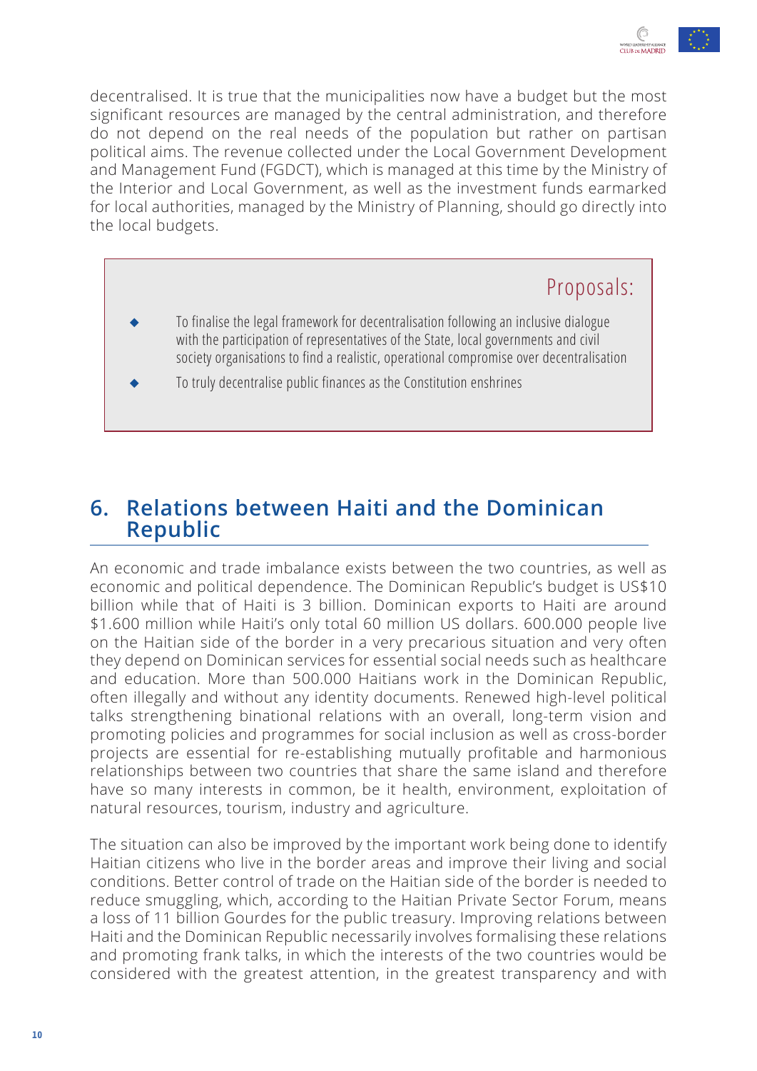decentralised. It is true that the municipalities now have a budget but the most significant resources are managed by the central administration, and therefore do not depend on the real needs of the population but rather on partisan political aims. The revenue collected under the Local Government Development and Management Fund (FGDCT), which is managed at this time by the Ministry of the Interior and Local Government, as well as the investment funds earmarked for local authorities, managed by the Ministry of Planning, should go directly into the local budgets.

### Proposals:

- To finalise the legal framework for decentralisation following an inclusive dialogue with the participation of representatives of the State, local governments and civil society organisations to find a realistic, operational compromise over decentralisation
- To truly decentralise public finances as the Constitution enshrines

## 6. Relations between Haiti and the Dominican Republic

An economic and trade imbalance exists between the two countries, as well as economic and political dependence. The Dominican Republic's budget is US$10 billion while that of Haiti is 3 billion. Dominican exports to Haiti are around $1.600 million while Haiti's only total 60 million US dollars. 600.000 people live on the Haitian side of the border in a very precarious situation and very often they depend on Dominican services for essential social needs such as healthcare and education. More than 500.000 Haitians work in the Dominican Republic, often illegally and without any identity documents. Renewed high-level political talks strengthening binational relations with an overall, long-term vision and promoting policies and programmes for social inclusion as well as cross-border projects are essential for re-establishing mutually profitable and harmonious relationships between two countries that share the same island and therefore have so many interests in common, be it health, environment, exploitation of natural resources, tourism, industry and agriculture.

The situation can also be improved by the important work being done to identify Haitian citizens who live in the border areas and improve their living and social conditions. Better control of trade on the Haitian side of the border is needed to reduce smuggling, which, according to the Haitian Private Sector Forum, means a loss of 11 billion Gourdes for the public treasury. Improving relations between Haiti and the Dominican Republic necessarily involves formalising these relations and promoting frank talks, in which the interests of the two countries would be considered with the greatest attention, in the greatest transparency and with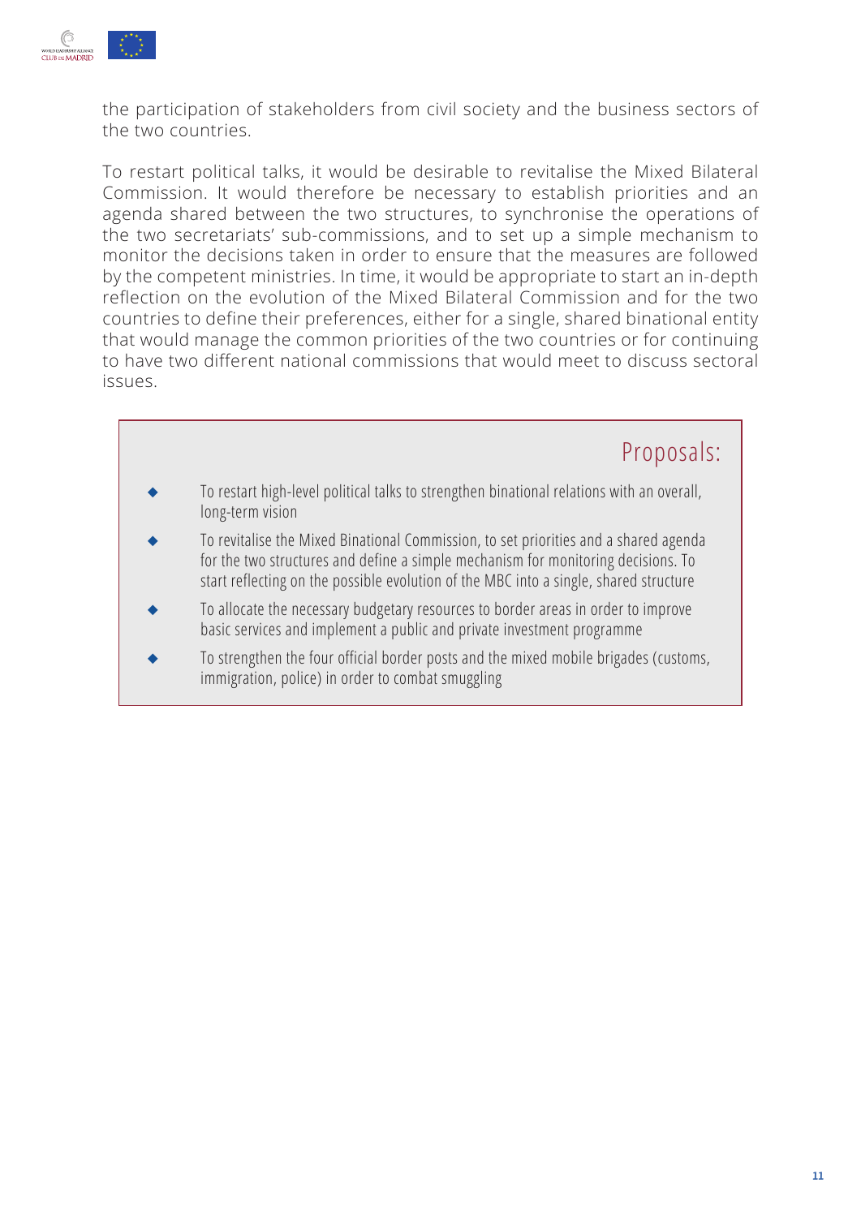the participation of stakeholders from civil society and the business sectors of the two countries.

To restart political talks, it would be desirable to revitalise the Mixed Bilateral Commission. It would therefore be necessary to establish priorities and an agenda shared between the two structures, to synchronise the operations of the two secretariats' sub-commissions, and to set up a simple mechanism to monitor the decisions taken in order to ensure that the measures are followed by the competent ministries. In time, it would be appropriate to start an in-depth reflection on the evolution of the Mixed Bilateral Commission and for the two countries to define their preferences, either for a single, shared binational entity that would manage the common priorities of the two countries or for continuing to have two different national commissions that would meet to discuss sectoral issues.

## Proposals:

- To restart high-level political talks to strengthen binational relations with an overall, long-term vision
- To revitalise the Mixed Binational Commission, to set priorities and a shared agenda for the two structures and define a simple mechanism for monitoring decisions. To start reflecting on the possible evolution of the MBC into a single, shared structure
- To allocate the necessary budgetary resources to border areas in order to improve basic services and implement a public and private investment programme
- To strengthen the four official border posts and the mixed mobile brigades (customs, immigration, police) in order to combat smuggling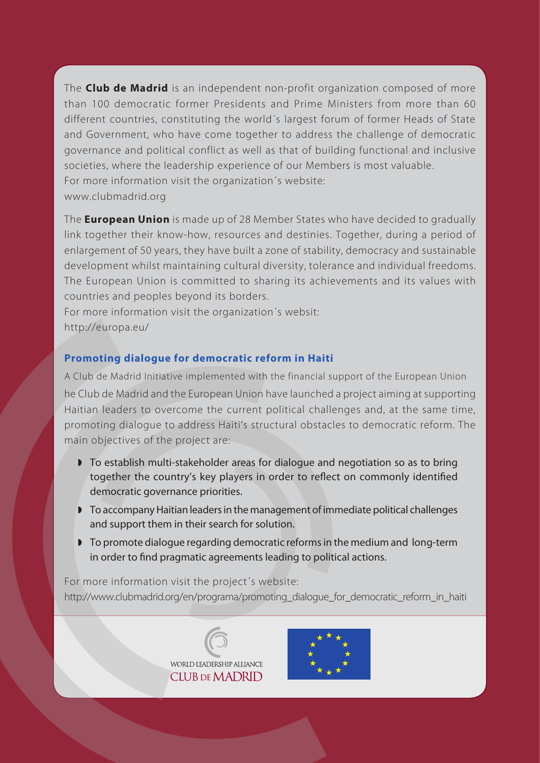The **Club de Madrid** is an independent non-profit organization composed of more than 100 democratic former Presidents and Prime Ministers from more than 60 different countries, constituting the world´s largest forum of former Heads of State and Government, who have come together to address the challenge of democratic governance and political conflict as well as that of building functional and inclusive societies, where the leadership experience of our Members is most valuable.
For more information visit the organization´s website:
www.clubmadrid.org

The **European Union** is made up of 28 Member States who have decided to gradually link together their know-how, resources and destinies. Together, during a period of enlargement of 50 years, they have built a zone of stability, democracy and sustainable development whilst maintaining cultural diversity, tolerance and individual freedoms. The European Union is committed to sharing its achievements and its values with countries and peoples beyond its borders.
For more information visit the organization´s websit:
http://europa.eu/

### Promoting dialogue for democratic reform in Haiti

A Club de Madrid Initiative implemented with the financial support of the European Union

he Club de Madrid and the European Union have launched a project aiming at supporting Haitian leaders to overcome the current political challenges and, at the same time, promoting dialogue to address Haiti's structural obstacles to democratic reform. The main objectives of the project are:

- To establish multi-stakeholder areas for dialogue and negotiation so as to bring together the country's key players in order to reflect on commonly identified democratic governance priorities.
- To accompany Haitian leaders in the management of immediate political challenges and support them in their search for solution.
- To promote dialogue regarding democratic reforms in the medium and long-term in order to find pragmatic agreements leading to political actions.

For more information visit the project´s website:
http://www.clubmadrid.org/en/programa/promoting_dialogue_for_democratic_reform_in_haiti

WORLD LEADERSHIP ALLIANCE
CLUB DE MADRID